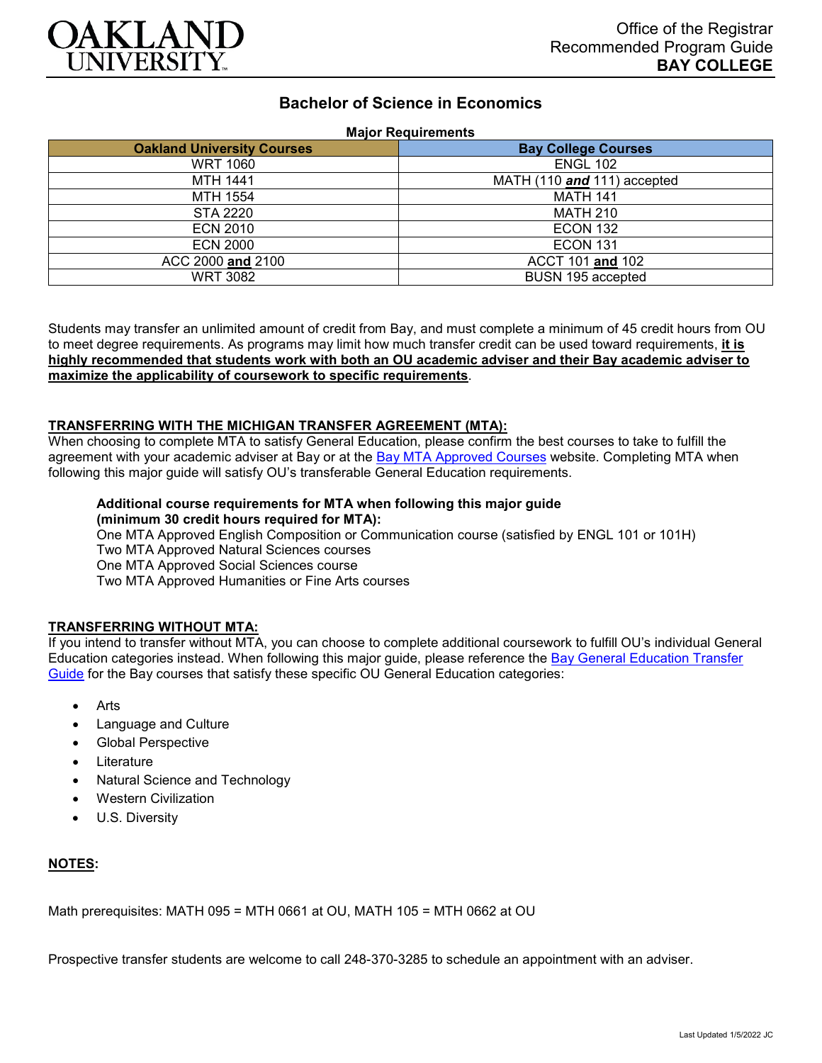Office of the Registrar
Recommended Program Guide
**BAY COLLEGE**

# Bachelor of Science in Economics

**Major Requirements**

| Oakland University Courses | Bay College Courses |
|---|---|
| WRT 1060 | ENGL 102 |
| MTH 1441 | MATH (110 ***and*** 111) accepted |
| MTH 1554 | MATH 141 |
| STA 2220 | MATH 210 |
| ECN 2010 | ECON 132 |
| ECN 2000 | ECON 131 |
| ACC 2000 **and** 2100 | ACCT 101 **and** 102 |
| WRT 3082 | BUSN 195 accepted |

Students may transfer an unlimited amount of credit from Bay, and must complete a minimum of 45 credit hours from OU to meet degree requirements. As programs may limit how much transfer credit can be used toward requirements, **it is highly recommended that students work with both an OU academic adviser and their Bay academic adviser to maximize the applicability of coursework to specific requirements**.

**TRANSFERRING WITH THE MICHIGAN TRANSFER AGREEMENT (MTA):**

When choosing to complete MTA to satisfy General Education, please confirm the best courses to take to fulfill the agreement with your academic adviser at Bay or at the Bay MTA Approved Courses website. Completing MTA when following this major guide will satisfy OU's transferable General Education requirements.

**Additional course requirements for MTA when following this major guide (minimum 30 credit hours required for MTA):**
One MTA Approved English Composition or Communication course (satisfied by ENGL 101 or 101H)
Two MTA Approved Natural Sciences courses
One MTA Approved Social Sciences course
Two MTA Approved Humanities or Fine Arts courses

**TRANSFERRING WITHOUT MTA:**

If you intend to transfer without MTA, you can choose to complete additional coursework to fulfill OU's individual General Education categories instead. When following this major guide, please reference the Bay General Education Transfer Guide for the Bay courses that satisfy these specific OU General Education categories:

- Arts
- Language and Culture
- Global Perspective
- Literature
- Natural Science and Technology
- Western Civilization
- U.S. Diversity

**NOTES:**

Math prerequisites: MATH 095 = MTH 0661 at OU, MATH 105 = MTH 0662 at OU

Prospective transfer students are welcome to call 248-370-3285 to schedule an appointment with an adviser.

Last Updated 1/5/2022 JC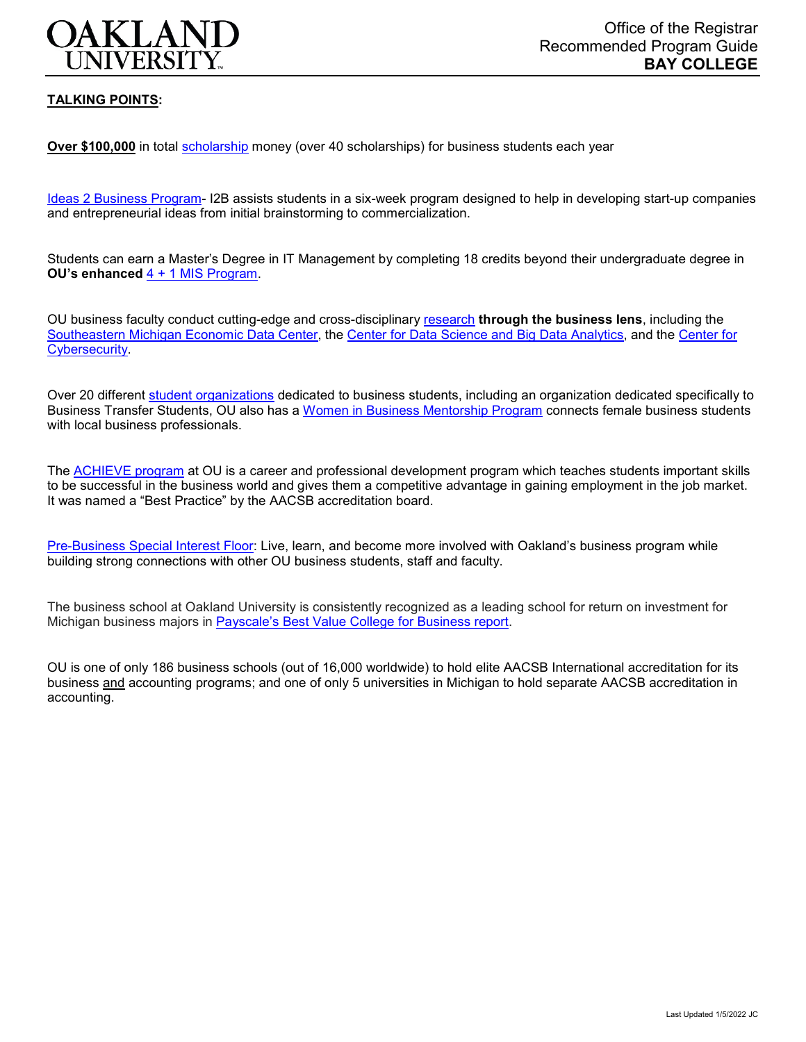**TALKING POINTS:**

**Over $100,000** in total scholarship money (over 40 scholarships) for business students each year

Ideas 2 Business Program- I2B assists students in a six-week program designed to help in developing start-up companies and entrepreneurial ideas from initial brainstorming to commercialization.

Students can earn a Master's Degree in IT Management by completing 18 credits beyond their undergraduate degree in **OU's enhanced** 4 + 1 MIS Program.

OU business faculty conduct cutting-edge and cross-disciplinary research **through the business lens**, including the Southeastern Michigan Economic Data Center, the Center for Data Science and Big Data Analytics, and the Center for Cybersecurity.

Over 20 different student organizations dedicated to business students, including an organization dedicated specifically to Business Transfer Students, OU also has a Women in Business Mentorship Program connects female business students with local business professionals.

The ACHIEVE program at OU is a career and professional development program which teaches students important skills to be successful in the business world and gives them a competitive advantage in gaining employment in the job market. It was named a "Best Practice" by the AACSB accreditation board.

Pre-Business Special Interest Floor: Live, learn, and become more involved with Oakland's business program while building strong connections with other OU business students, staff and faculty.

The business school at Oakland University is consistently recognized as a leading school for return on investment for Michigan business majors in Payscale's Best Value College for Business report.

OU is one of only 186 business schools (out of 16,000 worldwide) to hold elite AACSB International accreditation for its business and accounting programs; and one of only 5 universities in Michigan to hold separate AACSB accreditation in accounting.

Last Updated 1/5/2022 JC